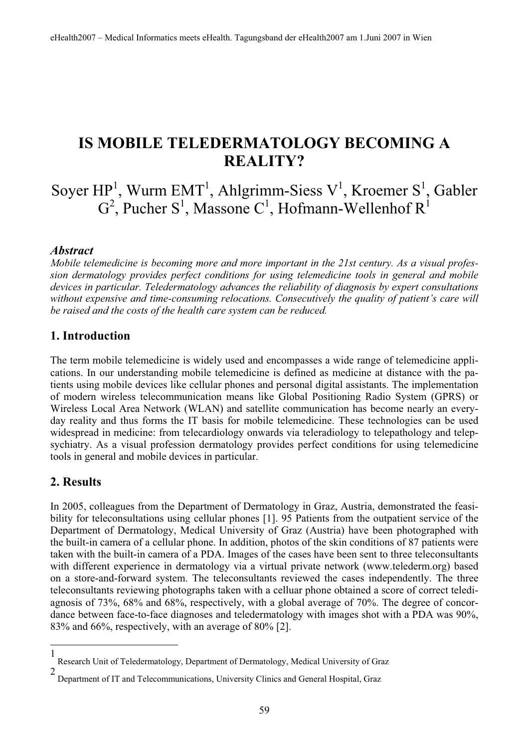# IS MOBILE TELEDERMATOLOGY BECOMING A REALITY?

Soyer HP[1], Wurm EMT[1], Ahlgrimm-Siess V[1], Kroemer S[1], Gabler G[2], Pucher S[1], Massone C[1], Hofmann-Wellenhof R[1]

### *Abstract*

*Mobile telemedicine is becoming more and more important in the 21st century. As a visual profession dermatology provides perfect conditions for using telemedicine tools in general and mobile devices in particular. Teledermatology advances the reliability of diagnosis by expert consultations without expensive and time-consuming relocations. Consecutively the quality of patient's care will be raised and the costs of the health care system can be reduced.*

## 1. Introduction

The term mobile telemedicine is widely used and encompasses a wide range of telemedicine applications. In our understanding mobile telemedicine is defined as medicine at distance with the patients using mobile devices like cellular phones and personal digital assistants. The implementation of modern wireless telecommunication means like Global Positioning Radio System (GPRS) or Wireless Local Area Network (WLAN) and satellite communication has become nearly an everyday reality and thus forms the IT basis for mobile telemedicine. These technologies can be used widespread in medicine: from telecardiology onwards via teleradiology to telepathology and telepsychiatry. As a visual profession dermatology provides perfect conditions for using telemedicine tools in general and mobile devices in particular.

## 2. Results

In 2005, colleagues from the Department of Dermatology in Graz, Austria, demonstrated the feasibility for teleconsultations using cellular phones [1]. 95 Patients from the outpatient service of the Department of Dermatology, Medical University of Graz (Austria) have been photographed with the built-in camera of a cellular phone. In addition, photos of the skin conditions of 87 patients were taken with the built-in camera of a PDA. Images of the cases have been sent to three teleconsultants with different experience in dermatology via a virtual private network (www.telederm.org) based on a store-and-forward system. The teleconsultants reviewed the cases independently. The three teleconsultants reviewing photographs taken with a cellular phone obtained a score of correct telediagnosis of 73%, 68% and 68%, respectively, with a global average of 70%. The degree of concordance between face-to-face diagnoses and teledermatology with images shot with a PDA was 90%, 83% and 66%, respectively, with an average of 80% [2].

---

[1] Research Unit of Teledermatology, Department of Dermatology, Medical University of Graz

[2] Department of IT and Telecommunications, University Clinics and General Hospital, Graz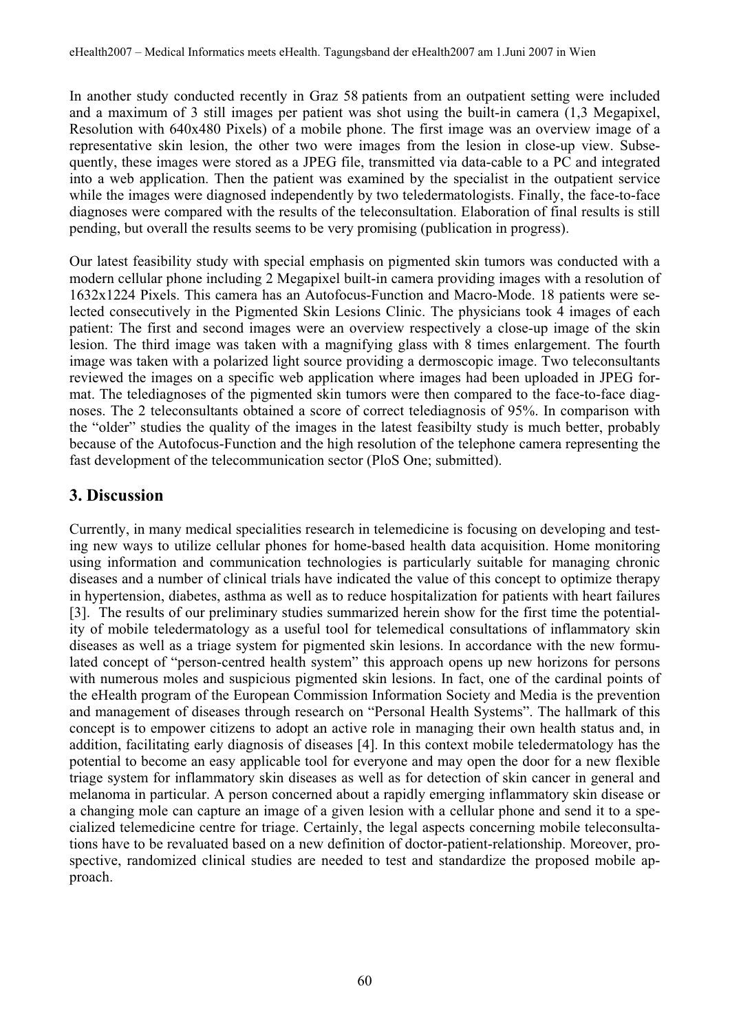In another study conducted recently in Graz 58 patients from an outpatient setting were included and a maximum of 3 still images per patient was shot using the built-in camera (1,3 Megapixel, Resolution with 640x480 Pixels) of a mobile phone. The first image was an overview image of a representative skin lesion, the other two were images from the lesion in close-up view. Subsequently, these images were stored as a JPEG file, transmitted via data-cable to a PC and integrated into a web application. Then the patient was examined by the specialist in the outpatient service while the images were diagnosed independently by two teledermatologists. Finally, the face-to-face diagnoses were compared with the results of the teleconsultation. Elaboration of final results is still pending, but overall the results seems to be very promising (publication in progress).

Our latest feasibility study with special emphasis on pigmented skin tumors was conducted with a modern cellular phone including 2 Megapixel built-in camera providing images with a resolution of 1632x1224 Pixels. This camera has an Autofocus-Function and Macro-Mode. 18 patients were selected consecutively in the Pigmented Skin Lesions Clinic. The physicians took 4 images of each patient: The first and second images were an overview respectively a close-up image of the skin lesion. The third image was taken with a magnifying glass with 8 times enlargement. The fourth image was taken with a polarized light source providing a dermoscopic image. Two teleconsultants reviewed the images on a specific web application where images had been uploaded in JPEG format. The telediagnoses of the pigmented skin tumors were then compared to the face-to-face diagnoses. The 2 teleconsultants obtained a score of correct telediagnosis of 95%. In comparison with the "older" studies the quality of the images in the latest feasibilty study is much better, probably because of the Autofocus-Function and the high resolution of the telephone camera representing the fast development of the telecommunication sector (PloS One; submitted).

## 3. Discussion

Currently, in many medical specialities research in telemedicine is focusing on developing and testing new ways to utilize cellular phones for home-based health data acquisition. Home monitoring using information and communication technologies is particularly suitable for managing chronic diseases and a number of clinical trials have indicated the value of this concept to optimize therapy in hypertension, diabetes, asthma as well as to reduce hospitalization for patients with heart failures [3]. The results of our preliminary studies summarized herein show for the first time the potentiality of mobile teledermatology as a useful tool for telemedical consultations of inflammatory skin diseases as well as a triage system for pigmented skin lesions. In accordance with the new formulated concept of "person-centred health system" this approach opens up new horizons for persons with numerous moles and suspicious pigmented skin lesions. In fact, one of the cardinal points of the eHealth program of the European Commission Information Society and Media is the prevention and management of diseases through research on "Personal Health Systems". The hallmark of this concept is to empower citizens to adopt an active role in managing their own health status and, in addition, facilitating early diagnosis of diseases [4]. In this context mobile teledermatology has the potential to become an easy applicable tool for everyone and may open the door for a new flexible triage system for inflammatory skin diseases as well as for detection of skin cancer in general and melanoma in particular. A person concerned about a rapidly emerging inflammatory skin disease or a changing mole can capture an image of a given lesion with a cellular phone and send it to a specialized telemedicine centre for triage. Certainly, the legal aspects concerning mobile teleconsultations have to be revaluated based on a new definition of doctor-patient-relationship. Moreover, prospective, randomized clinical studies are needed to test and standardize the proposed mobile approach.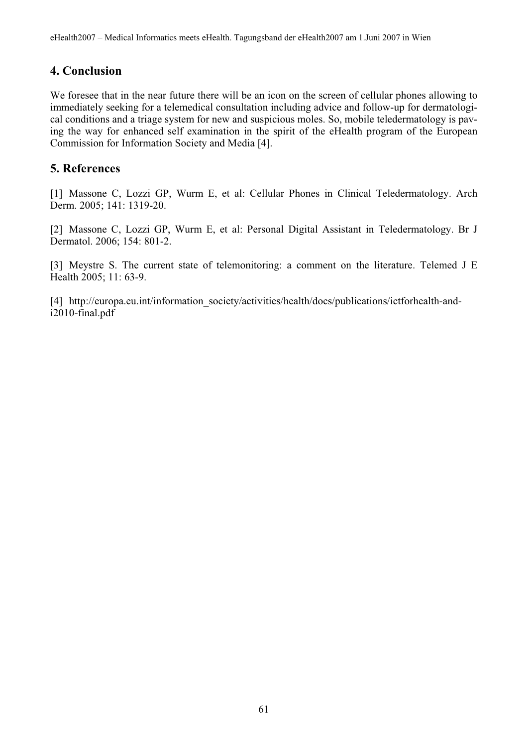## 4. Conclusion

We foresee that in the near future there will be an icon on the screen of cellular phones allowing to immediately seeking for a telemedical consultation including advice and follow-up for dermatological conditions and a triage system for new and suspicious moles. So, mobile teledermatology is paving the way for enhanced self examination in the spirit of the eHealth program of the European Commission for Information Society and Media [4].

## 5. References

[1] Massone C, Lozzi GP, Wurm E, et al: Cellular Phones in Clinical Teledermatology. Arch Derm. 2005; 141: 1319-20.

[2] Massone C, Lozzi GP, Wurm E, et al: Personal Digital Assistant in Teledermatology. Br J Dermatol. 2006; 154: 801-2.

[3] Meystre S. The current state of telemonitoring: a comment on the literature. Telemed J E Health 2005; 11: 63-9.

[4] http://europa.eu.int/information_society/activities/health/docs/publications/ictforhealth-and-i2010-final.pdf